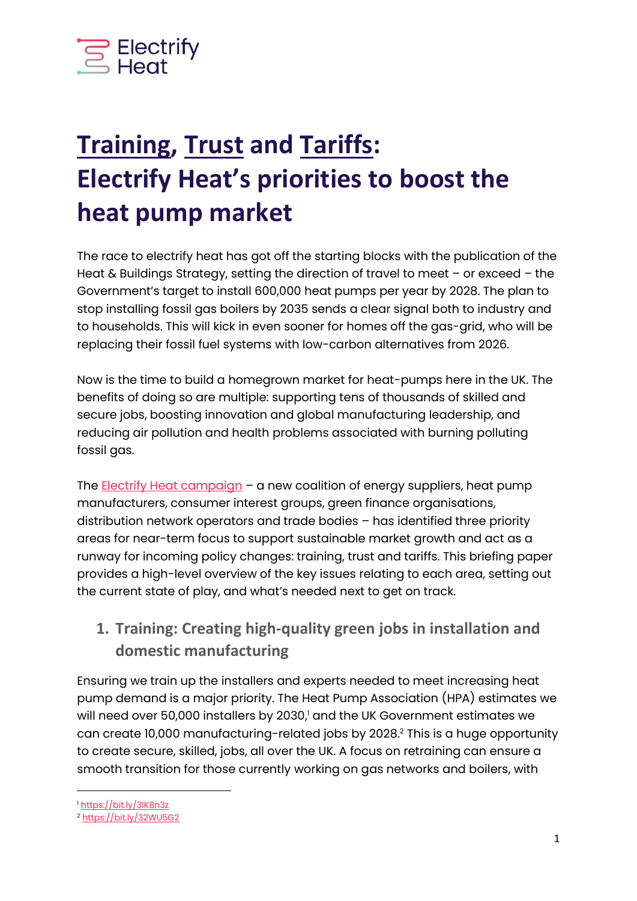Electrify Heat

# Training, Trust and Tariffs: Electrify Heat's priorities to boost the heat pump market

The race to electrify heat has got off the starting blocks with the publication of the Heat & Buildings Strategy, setting the direction of travel to meet – or exceed – the Government's target to install 600,000 heat pumps per year by 2028. The plan to stop installing fossil gas boilers by 2035 sends a clear signal both to industry and to households. This will kick in even sooner for homes off the gas-grid, who will be replacing their fossil fuel systems with low-carbon alternatives from 2026.

Now is the time to build a homegrown market for heat-pumps here in the UK. The benefits of doing so are multiple: supporting tens of thousands of skilled and secure jobs, boosting innovation and global manufacturing leadership, and reducing air pollution and health problems associated with burning polluting fossil gas.

The Electrify Heat campaign – a new coalition of energy suppliers, heat pump manufacturers, consumer interest groups, green finance organisations, distribution network operators and trade bodies – has identified three priority areas for near-term focus to support sustainable market growth and act as a runway for incoming policy changes: training, trust and tariffs. This briefing paper provides a high-level overview of the key issues relating to each area, setting out the current state of play, and what's needed next to get on track.

## 1. Training: Creating high-quality green jobs in installation and domestic manufacturing

Ensuring we train up the installers and experts needed to meet increasing heat pump demand is a major priority. The Heat Pump Association (HPA) estimates we will need over 50,000 installers by 2030,[1] and the UK Government estimates we can create 10,000 manufacturing-related jobs by 2028.[2] This is a huge opportunity to create secure, skilled, jobs, all over the UK. A focus on retraining can ensure a smooth transition for those currently working on gas networks and boilers, with

---

[1] https://bit.ly/3lK8n3z

[2] https://bit.ly/32WU5G2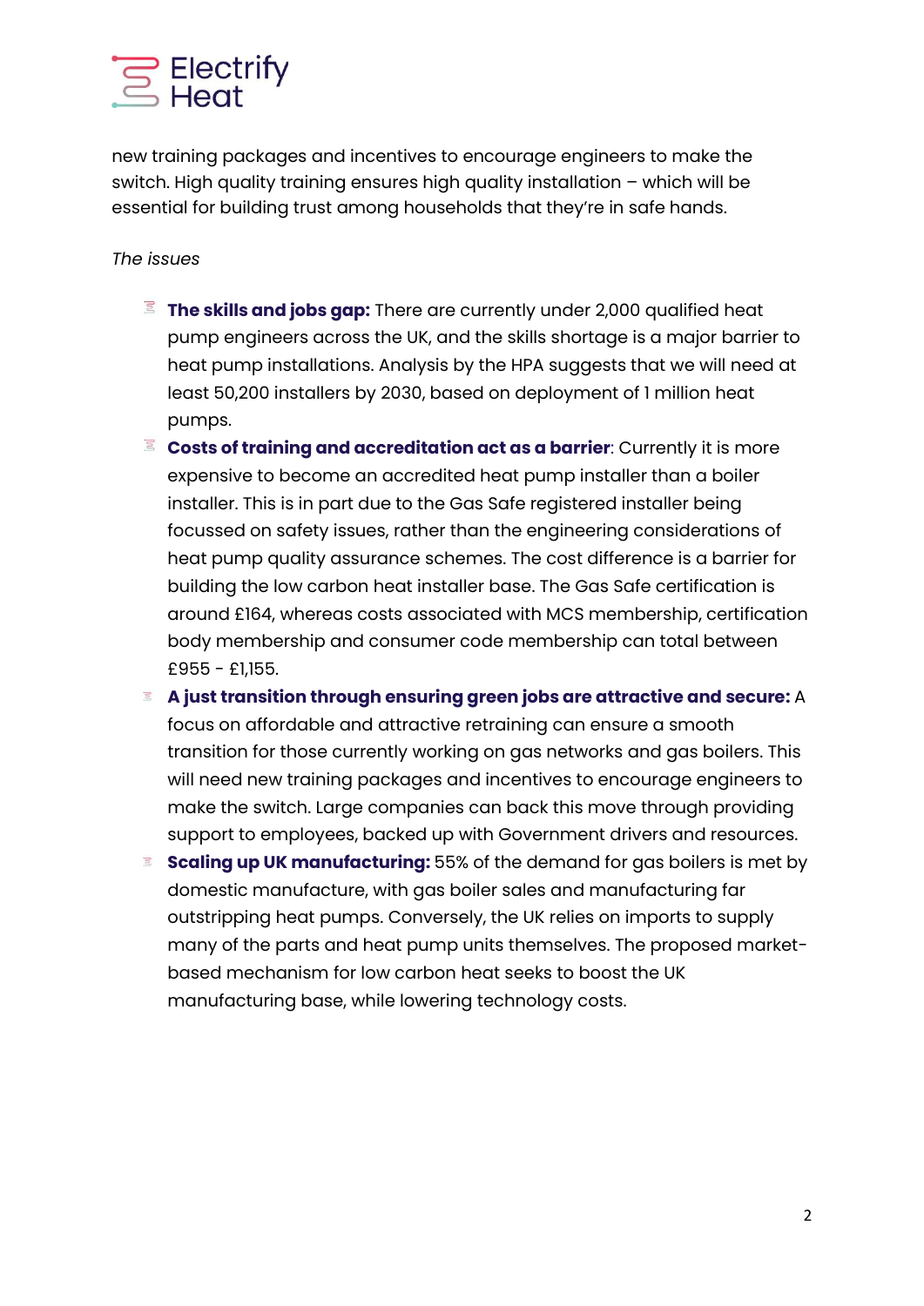new training packages and incentives to encourage engineers to make the switch. High quality training ensures high quality installation – which will be essential for building trust among households that they're in safe hands.

*The issues*

- **The skills and jobs gap:** There are currently under 2,000 qualified heat pump engineers across the UK, and the skills shortage is a major barrier to heat pump installations. Analysis by the HPA suggests that we will need at least 50,200 installers by 2030, based on deployment of 1 million heat pumps.
- **Costs of training and accreditation act as a barrier**: Currently it is more expensive to become an accredited heat pump installer than a boiler installer. This is in part due to the Gas Safe registered installer being focussed on safety issues, rather than the engineering considerations of heat pump quality assurance schemes. The cost difference is a barrier for building the low carbon heat installer base. The Gas Safe certification is around £164, whereas costs associated with MCS membership, certification body membership and consumer code membership can total between £955 - £1,155.
- **A just transition through ensuring green jobs are attractive and secure:** A focus on affordable and attractive retraining can ensure a smooth transition for those currently working on gas networks and gas boilers. This will need new training packages and incentives to encourage engineers to make the switch. Large companies can back this move through providing support to employees, backed up with Government drivers and resources.
- **Scaling up UK manufacturing:** 55% of the demand for gas boilers is met by domestic manufacture, with gas boiler sales and manufacturing far outstripping heat pumps. Conversely, the UK relies on imports to supply many of the parts and heat pump units themselves. The proposed market-based mechanism for low carbon heat seeks to boost the UK manufacturing base, while lowering technology costs.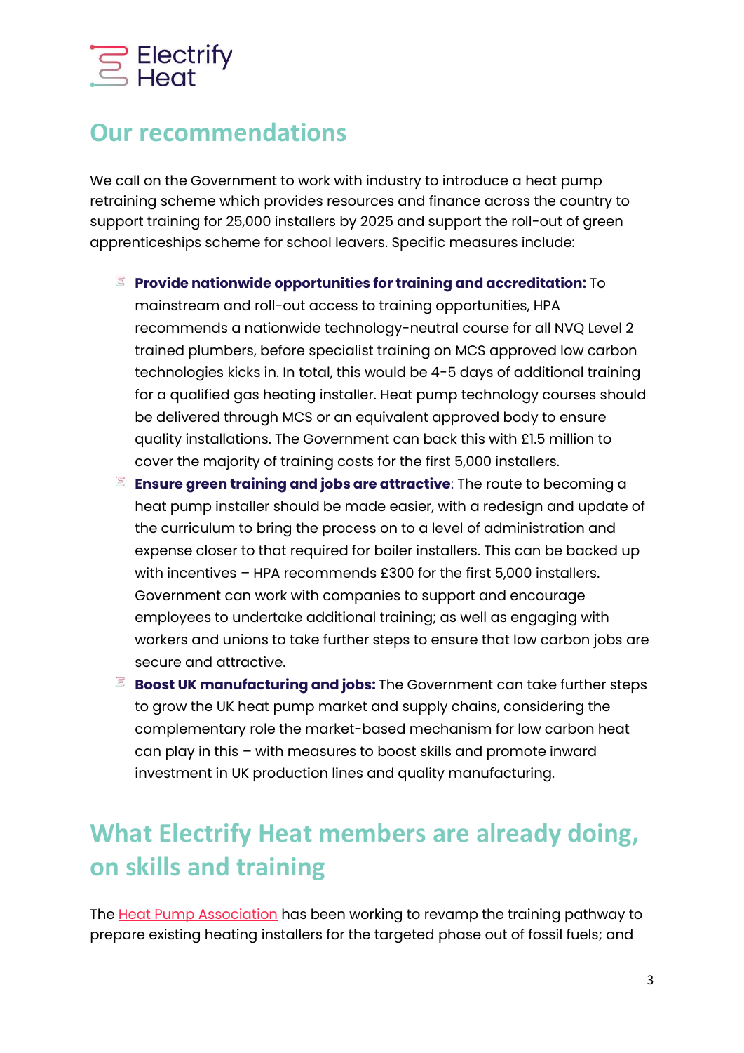## Our recommendations

We call on the Government to work with industry to introduce a heat pump retraining scheme which provides resources and finance across the country to support training for 25,000 installers by 2025 and support the roll-out of green apprenticeships scheme for school leavers. Specific measures include:

- **Provide nationwide opportunities for training and accreditation:** To mainstream and roll-out access to training opportunities, HPA recommends a nationwide technology-neutral course for all NVQ Level 2 trained plumbers, before specialist training on MCS approved low carbon technologies kicks in. In total, this would be 4-5 days of additional training for a qualified gas heating installer. Heat pump technology courses should be delivered through MCS or an equivalent approved body to ensure quality installations. The Government can back this with £1.5 million to cover the majority of training costs for the first 5,000 installers.
- **Ensure green training and jobs are attractive**: The route to becoming a heat pump installer should be made easier, with a redesign and update of the curriculum to bring the process on to a level of administration and expense closer to that required for boiler installers. This can be backed up with incentives – HPA recommends £300 for the first 5,000 installers. Government can work with companies to support and encourage employees to undertake additional training; as well as engaging with workers and unions to take further steps to ensure that low carbon jobs are secure and attractive.
- **Boost UK manufacturing and jobs:** The Government can take further steps to grow the UK heat pump market and supply chains, considering the complementary role the market-based mechanism for low carbon heat can play in this – with measures to boost skills and promote inward investment in UK production lines and quality manufacturing.

## What Electrify Heat members are already doing, on skills and training

The Heat Pump Association has been working to revamp the training pathway to prepare existing heating installers for the targeted phase out of fossil fuels; and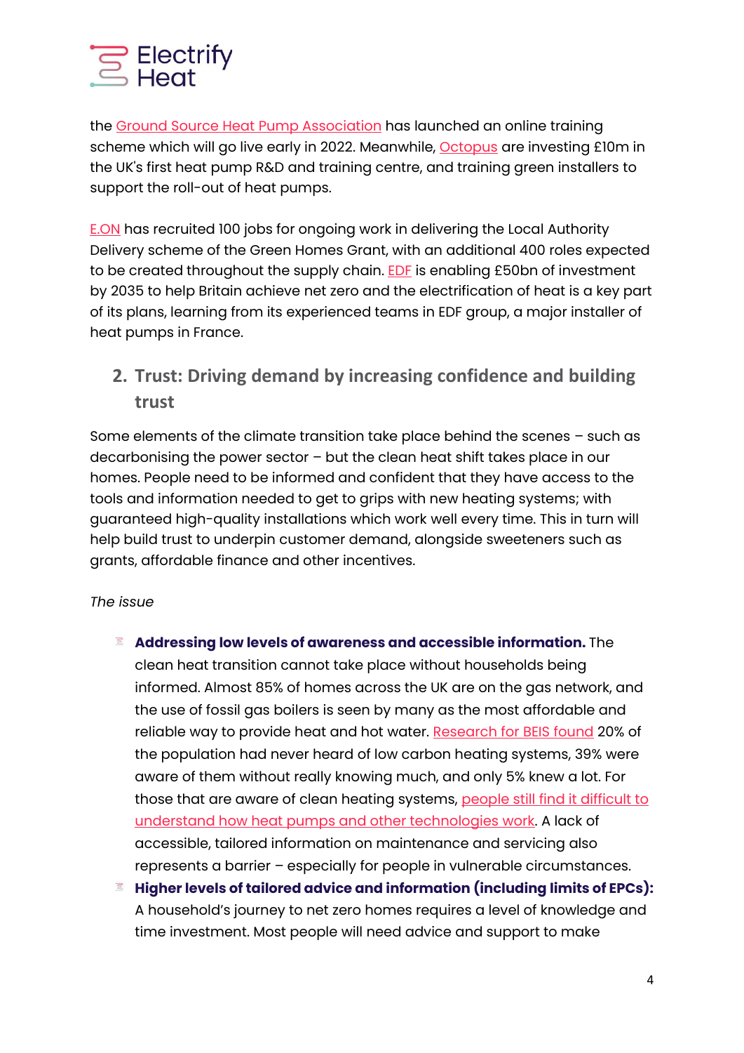the Ground Source Heat Pump Association has launched an online training scheme which will go live early in 2022. Meanwhile, Octopus are investing £10m in the UK's first heat pump R&D and training centre, and training green installers to support the roll-out of heat pumps.

E.ON has recruited 100 jobs for ongoing work in delivering the Local Authority Delivery scheme of the Green Homes Grant, with an additional 400 roles expected to be created throughout the supply chain. EDF is enabling £50bn of investment by 2035 to help Britain achieve net zero and the electrification of heat is a key part of its plans, learning from its experienced teams in EDF group, a major installer of heat pumps in France.

## 2. Trust: Driving demand by increasing confidence and building trust

Some elements of the climate transition take place behind the scenes – such as decarbonising the power sector – but the clean heat shift takes place in our homes. People need to be informed and confident that they have access to the tools and information needed to get to grips with new heating systems; with guaranteed high-quality installations which work well every time. This in turn will help build trust to underpin customer demand, alongside sweeteners such as grants, affordable finance and other incentives.

*The issue*

- **Addressing low levels of awareness and accessible information.** The clean heat transition cannot take place without households being informed. Almost 85% of homes across the UK are on the gas network, and the use of fossil gas boilers is seen by many as the most affordable and reliable way to provide heat and hot water. Research for BEIS found 20% of the population had never heard of low carbon heating systems, 39% were aware of them without really knowing much, and only 5% knew a lot. For those that are aware of clean heating systems, people still find it difficult to understand how heat pumps and other technologies work. A lack of accessible, tailored information on maintenance and servicing also represents a barrier – especially for people in vulnerable circumstances.
- **Higher levels of tailored advice and information (including limits of EPCs):** A household's journey to net zero homes requires a level of knowledge and time investment. Most people will need advice and support to make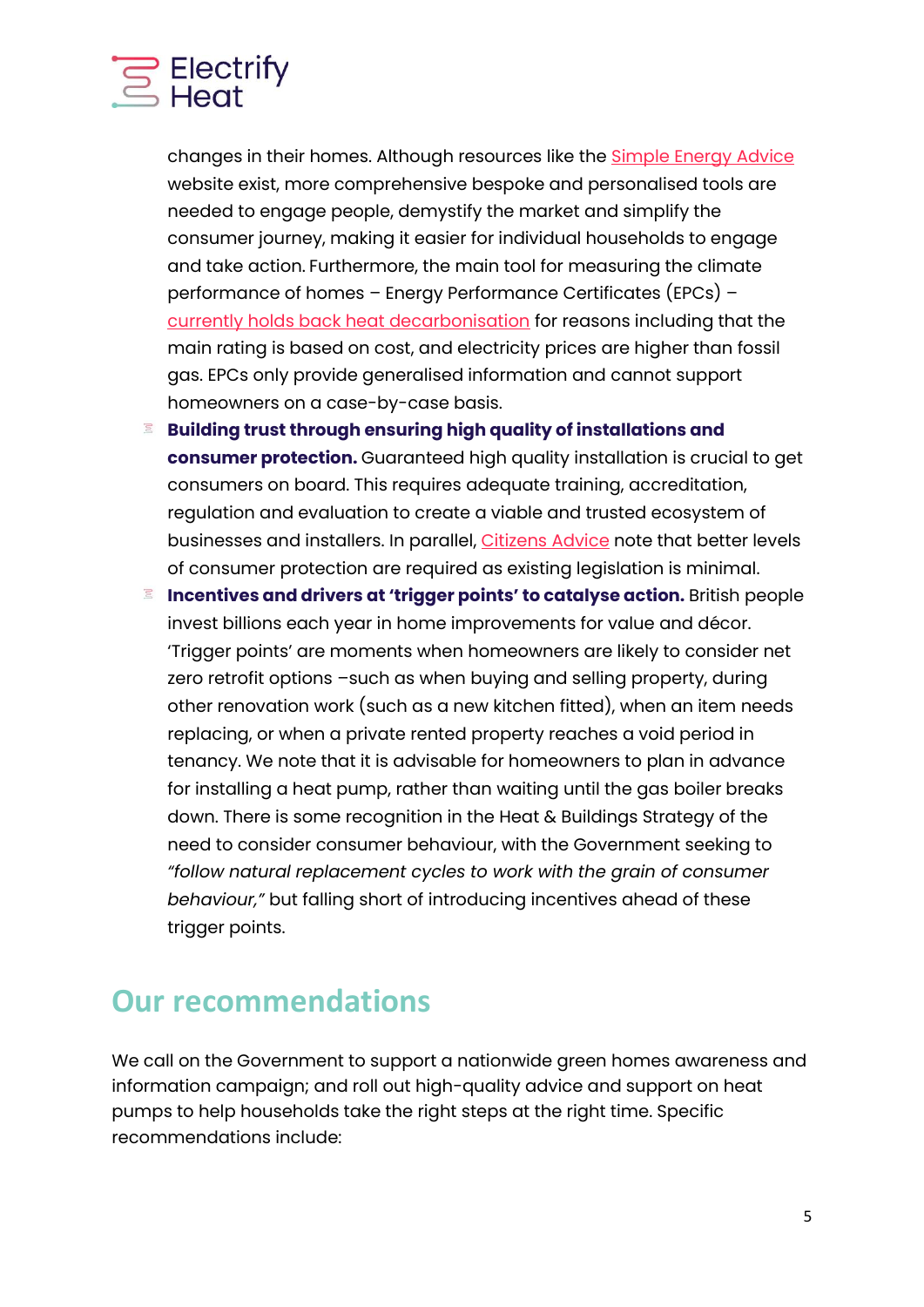changes in their homes. Although resources like the Simple Energy Advice website exist, more comprehensive bespoke and personalised tools are needed to engage people, demystify the market and simplify the consumer journey, making it easier for individual households to engage and take action. Furthermore, the main tool for measuring the climate performance of homes – Energy Performance Certificates (EPCs) – currently holds back heat decarbonisation for reasons including that the main rating is based on cost, and electricity prices are higher than fossil gas. EPCs only provide generalised information and cannot support homeowners on a case-by-case basis.

- **Building trust through ensuring high quality of installations and consumer protection.** Guaranteed high quality installation is crucial to get consumers on board. This requires adequate training, accreditation, regulation and evaluation to create a viable and trusted ecosystem of businesses and installers. In parallel, Citizens Advice note that better levels of consumer protection are required as existing legislation is minimal.
- **Incentives and drivers at 'trigger points' to catalyse action.** British people invest billions each year in home improvements for value and décor. 'Trigger points' are moments when homeowners are likely to consider net zero retrofit options –such as when buying and selling property, during other renovation work (such as a new kitchen fitted), when an item needs replacing, or when a private rented property reaches a void period in tenancy. We note that it is advisable for homeowners to plan in advance for installing a heat pump, rather than waiting until the gas boiler breaks down. There is some recognition in the Heat & Buildings Strategy of the need to consider consumer behaviour, with the Government seeking to *"follow natural replacement cycles to work with the grain of consumer behaviour,"* but falling short of introducing incentives ahead of these trigger points.

## Our recommendations

We call on the Government to support a nationwide green homes awareness and information campaign; and roll out high-quality advice and support on heat pumps to help households take the right steps at the right time. Specific recommendations include: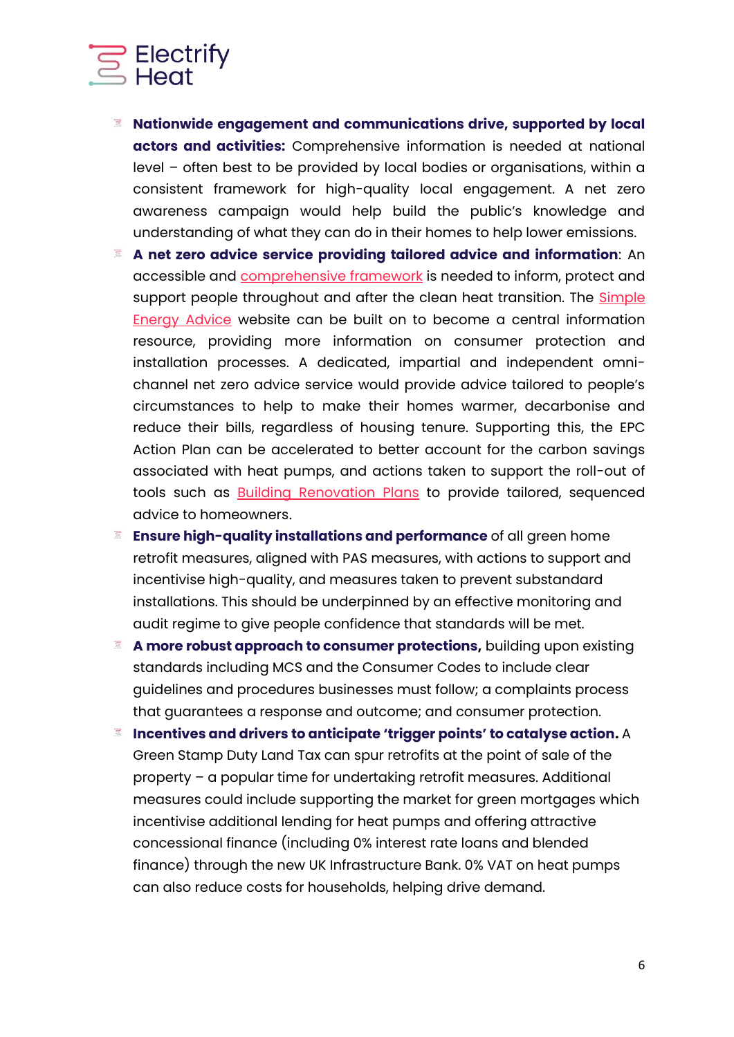- **Nationwide engagement and communications drive, supported by local actors and activities:** Comprehensive information is needed at national level – often best to be provided by local bodies or organisations, within a consistent framework for high-quality local engagement. A net zero awareness campaign would help build the public's knowledge and understanding of what they can do in their homes to help lower emissions.
- **A net zero advice service providing tailored advice and information**: An accessible and comprehensive framework is needed to inform, protect and support people throughout and after the clean heat transition. The Simple Energy Advice website can be built on to become a central information resource, providing more information on consumer protection and installation processes. A dedicated, impartial and independent omni-channel net zero advice service would provide advice tailored to people's circumstances to help to make their homes warmer, decarbonise and reduce their bills, regardless of housing tenure. Supporting this, the EPC Action Plan can be accelerated to better account for the carbon savings associated with heat pumps, and actions taken to support the roll-out of tools such as Building Renovation Plans to provide tailored, sequenced advice to homeowners.
- **Ensure high-quality installations and performance** of all green home retrofit measures, aligned with PAS measures, with actions to support and incentivise high-quality, and measures taken to prevent substandard installations. This should be underpinned by an effective monitoring and audit regime to give people confidence that standards will be met.
- **A more robust approach to consumer protections,** building upon existing standards including MCS and the Consumer Codes to include clear guidelines and procedures businesses must follow; a complaints process that guarantees a response and outcome; and consumer protection.
- **Incentives and drivers to anticipate 'trigger points' to catalyse action.** A Green Stamp Duty Land Tax can spur retrofits at the point of sale of the property – a popular time for undertaking retrofit measures. Additional measures could include supporting the market for green mortgages which incentivise additional lending for heat pumps and offering attractive concessional finance (including 0% interest rate loans and blended finance) through the new UK Infrastructure Bank. 0% VAT on heat pumps can also reduce costs for households, helping drive demand.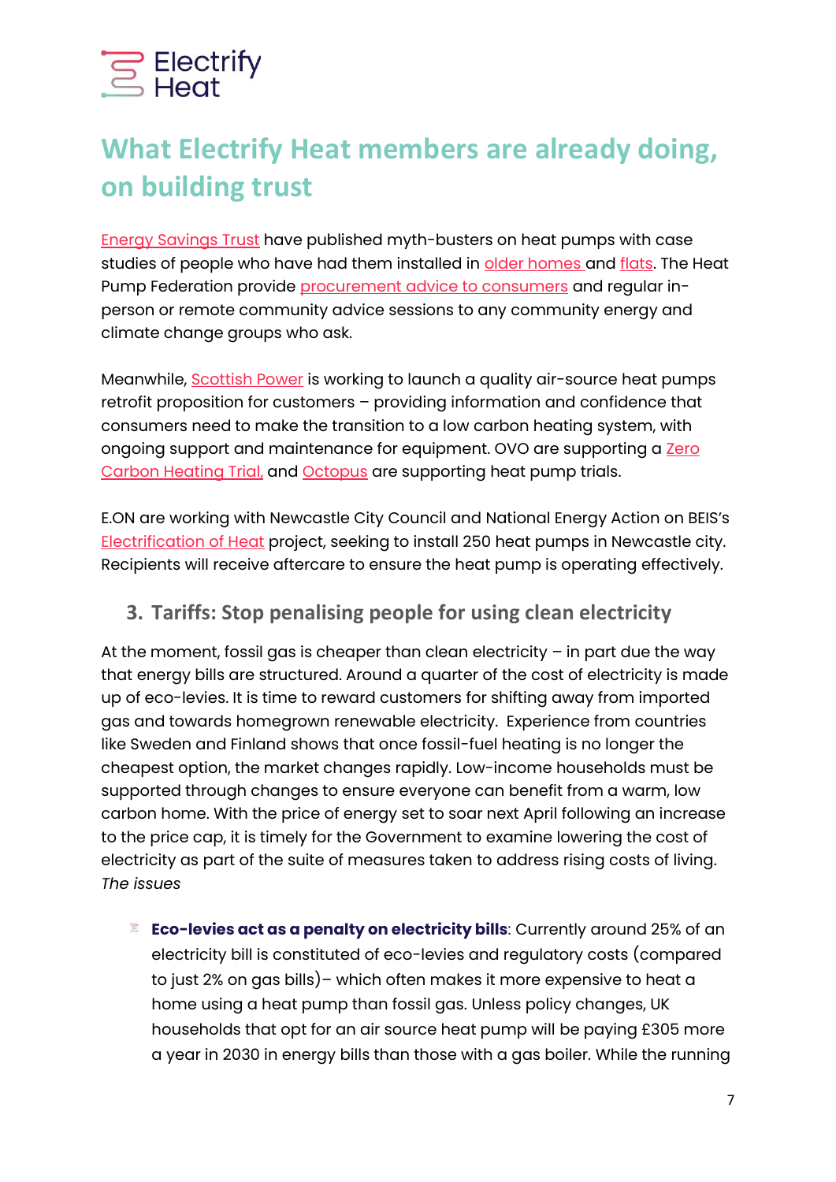## What Electrify Heat members are already doing, on building trust

Energy Savings Trust have published myth-busters on heat pumps with case studies of people who have had them installed in older homes and flats. The Heat Pump Federation provide procurement advice to consumers and regular in-person or remote community advice sessions to any community energy and climate change groups who ask.

Meanwhile, Scottish Power is working to launch a quality air-source heat pumps retrofit proposition for customers – providing information and confidence that consumers need to make the transition to a low carbon heating system, with ongoing support and maintenance for equipment. OVO are supporting a Zero Carbon Heating Trial, and Octopus are supporting heat pump trials.

E.ON are working with Newcastle City Council and National Energy Action on BEIS's Electrification of Heat project, seeking to install 250 heat pumps in Newcastle city. Recipients will receive aftercare to ensure the heat pump is operating effectively.

### 3. Tariffs: Stop penalising people for using clean electricity

At the moment, fossil gas is cheaper than clean electricity – in part due the way that energy bills are structured. Around a quarter of the cost of electricity is made up of eco-levies. It is time to reward customers for shifting away from imported gas and towards homegrown renewable electricity. Experience from countries like Sweden and Finland shows that once fossil-fuel heating is no longer the cheapest option, the market changes rapidly. Low-income households must be supported through changes to ensure everyone can benefit from a warm, low carbon home. With the price of energy set to soar next April following an increase to the price cap, it is timely for the Government to examine lowering the cost of electricity as part of the suite of measures taken to address rising costs of living.

*The issues*

- **Eco-levies act as a penalty on electricity bills**: Currently around 25% of an electricity bill is constituted of eco-levies and regulatory costs (compared to just 2% on gas bills)– which often makes it more expensive to heat a home using a heat pump than fossil gas. Unless policy changes, UK households that opt for an air source heat pump will be paying £305 more a year in 2030 in energy bills than those with a gas boiler. While the running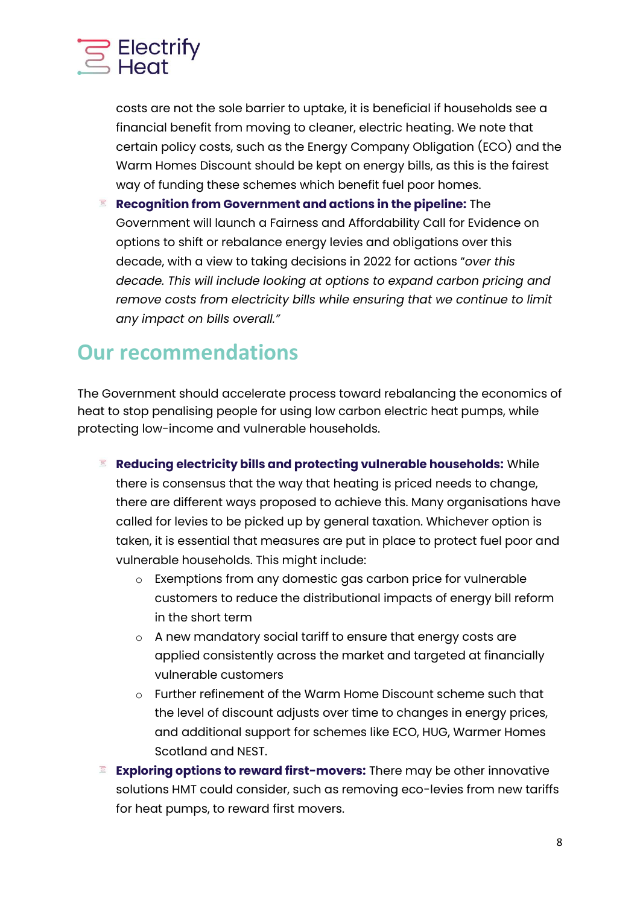costs are not the sole barrier to uptake, it is beneficial if households see a financial benefit from moving to cleaner, electric heating. We note that certain policy costs, such as the Energy Company Obligation (ECO) and the Warm Homes Discount should be kept on energy bills, as this is the fairest way of funding these schemes which benefit fuel poor homes.

- **Recognition from Government and actions in the pipeline:** The Government will launch a Fairness and Affordability Call for Evidence on options to shift or rebalance energy levies and obligations over this decade, with a view to taking decisions in 2022 for actions "*over this decade. This will include looking at options to expand carbon pricing and remove costs from electricity bills while ensuring that we continue to limit any impact on bills overall.*"

## Our recommendations

The Government should accelerate process toward rebalancing the economics of heat to stop penalising people for using low carbon electric heat pumps, while protecting low-income and vulnerable households.

- **Reducing electricity bills and protecting vulnerable households:** While there is consensus that the way that heating is priced needs to change, there are different ways proposed to achieve this. Many organisations have called for levies to be picked up by general taxation. Whichever option is taken, it is essential that measures are put in place to protect fuel poor and vulnerable households. This might include:
  - Exemptions from any domestic gas carbon price for vulnerable customers to reduce the distributional impacts of energy bill reform in the short term
  - A new mandatory social tariff to ensure that energy costs are applied consistently across the market and targeted at financially vulnerable customers
  - Further refinement of the Warm Home Discount scheme such that the level of discount adjusts over time to changes in energy prices, and additional support for schemes like ECO, HUG, Warmer Homes Scotland and NEST.
- **Exploring options to reward first-movers:** There may be other innovative solutions HMT could consider, such as removing eco-levies from new tariffs for heat pumps, to reward first movers.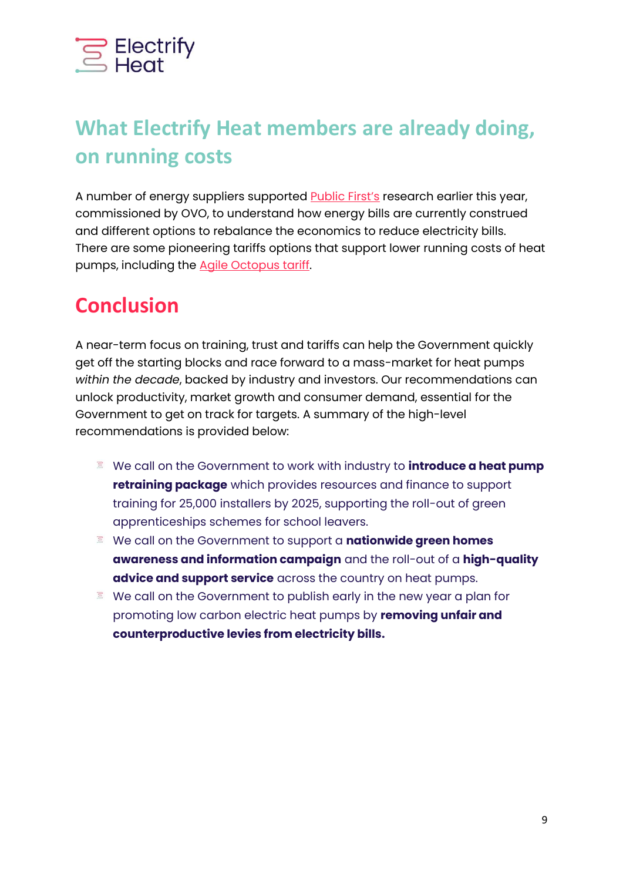## What Electrify Heat members are already doing, on running costs

A number of energy suppliers supported Public First's research earlier this year, commissioned by OVO, to understand how energy bills are currently construed and different options to rebalance the economics to reduce electricity bills. There are some pioneering tariffs options that support lower running costs of heat pumps, including the Agile Octopus tariff.

## Conclusion

A near-term focus on training, trust and tariffs can help the Government quickly get off the starting blocks and race forward to a mass-market for heat pumps *within the decade*, backed by industry and investors. Our recommendations can unlock productivity, market growth and consumer demand, essential for the Government to get on track for targets. A summary of the high-level recommendations is provided below:

- We call on the Government to work with industry to **introduce a heat pump retraining package** which provides resources and finance to support training for 25,000 installers by 2025, supporting the roll-out of green apprenticeships schemes for school leavers.
- We call on the Government to support a **nationwide green homes awareness and information campaign** and the roll-out of a **high-quality advice and support service** across the country on heat pumps.
- We call on the Government to publish early in the new year a plan for promoting low carbon electric heat pumps by **removing unfair and counterproductive levies from electricity bills.**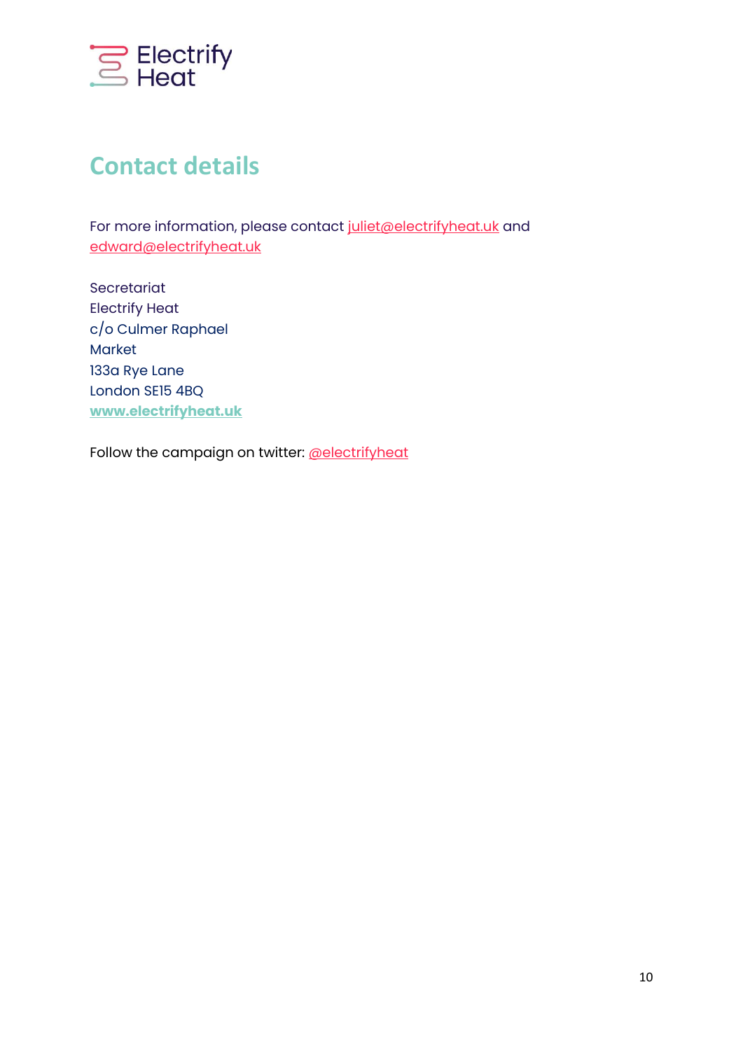Electrify Heat

## Contact details

For more information, please contact juliet@electrifyheat.uk and edward@electrifyheat.uk

Secretariat
Electrify Heat
c/o Culmer Raphael
Market
133a Rye Lane
London SE15 4BQ
**www.electrifyheat.uk**

Follow the campaign on twitter: @electrifyheat